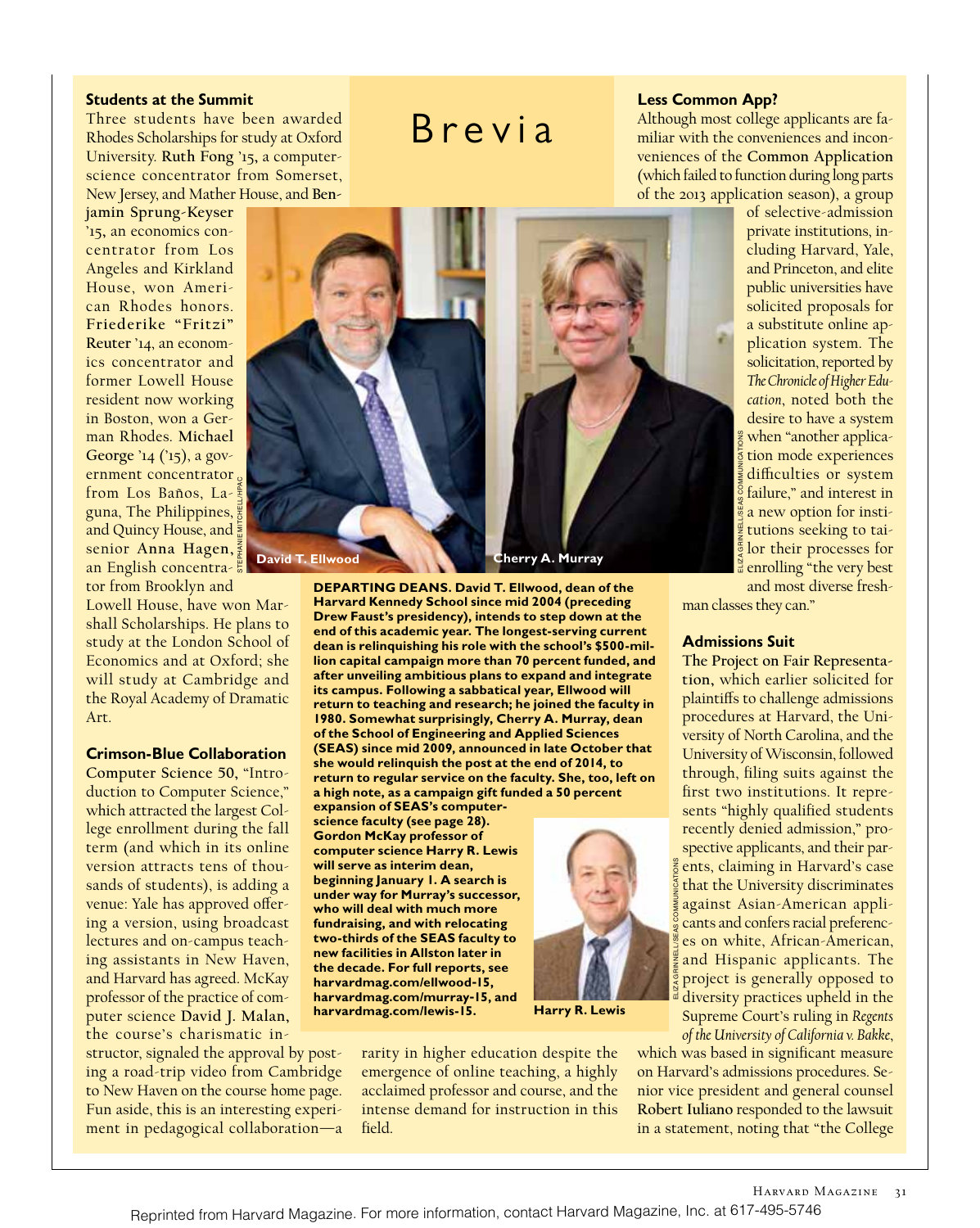# Brevia

### Students at the Summit

Three students have been awarded Rhodes Scholarships for study at Oxford University. **Ruth Fong** '15, a computer-science concentrator from Somerset, New Jersey, and Mather House, and **Benjamin Sprung-Keyser** '15, an economics concentrator from Los Angeles and Kirkland House, won American Rhodes honors. **Friederike "Fritzi" Reuter** '14, an economics concentrator and former Lowell House resident now working in Boston, won a German Rhodes. **Michael George** '14 ('15), a government concentrator from Los Baños, Laguna, The Philippines, and Quincy House, and senior **Anna Hagen**, an English concentrator from Brooklyn and Lowell House, have won Marshall Scholarships. He plans to study at the London School of Economics and at Oxford; she will study at Cambridge and the Royal Academy of Dramatic Art.

### Crimson-Blue Collaboration

**Computer Science 50**, "Introduction to Computer Science," which attracted the largest College enrollment during the fall term (and which in its online version attracts tens of thousands of students), is adding a venue: Yale has approved offering a version, using broadcast lectures and on-campus teaching assistants in New Haven, and Harvard has agreed. McKay professor of the practice of computer science **David J. Malan**, the course's charismatic instructor, signaled the approval by posting a road-trip video from Cambridge to New Haven on the course home page. Fun aside, this is an interesting experiment in pedagogical collaboration—a rarity in higher education despite the emergence of online teaching, a highly acclaimed professor and course, and the intense demand for instruction in this field.

David T. Ellwood | Cherry A. Murray

**DEPARTING DEANS. David T. Ellwood, dean of the Harvard Kennedy School since mid 2004 (preceding Drew Faust's presidency), intends to step down at the end of this academic year. The longest-serving current dean is relinquishing his role with the school's $500-million capital campaign more than 70 percent funded, and after unveiling ambitious plans to expand and integrate its campus. Following a sabbatical year, Ellwood will return to teaching and research; he joined the faculty in 1980. Somewhat surprisingly, Cherry A. Murray, dean of the School of Engineering and Applied Sciences (SEAS) since mid 2009, announced in late October that she would relinquish the post at the end of 2014, to return to regular service on the faculty. She, too, left on a high note, as a campaign gift funded a 50 percent expansion of SEAS's computer-science faculty (see page 28). Gordon McKay professor of computer science Harry R. Lewis will serve as interim dean, beginning January 1. A search is under way for Murray's successor, who will deal with much more fundraising, and with relocating two-thirds of the SEAS faculty to new facilities in Allston later in the decade. For full reports, see harvardmag.com/ellwood-15, harvardmag.com/murray-15, and harvardmag.com/lewis-15.**

Harry R. Lewis

### Less Common App?

Although most college applicants are familiar with the conveniences and inconveniences of the **Common Application** (which failed to function during long parts of the 2013 application season), a group of selective-admission private institutions, including Harvard, Yale, and Princeton, and elite public universities have solicited proposals for a substitute online application system. The solicitation, reported by *The Chronicle of Higher Education*, noted both the desire to have a system when "another application mode experiences difficulties or system failure," and interest in a new option for institutions seeking to tailor their processes for enrolling "the very best and most diverse freshman classes they can."

### Admissions Suit

**The Project on Fair Representation**, which earlier solicited for plaintiffs to challenge admissions procedures at Harvard, the University of North Carolina, and the University of Wisconsin, followed through, filing suits against the first two institutions. It represents "highly qualified students recently denied admission," prospective applicants, and their parents, claiming in Harvard's case that the University discriminates against Asian-American applicants and confers racial preferences on white, African-American, and Hispanic applicants. The project is generally opposed to diversity practices upheld in the Supreme Court's ruling in *Regents of the University of California v. Bakke*, which was based in significant measure on Harvard's admissions procedures. Senior vice president and general counsel **Robert Iuliano** responded to the lawsuit in a statement, noting that "the College

Reprinted from Harvard Magazine. For more information, contact Harvard Magazine, Inc. at 617-495-5746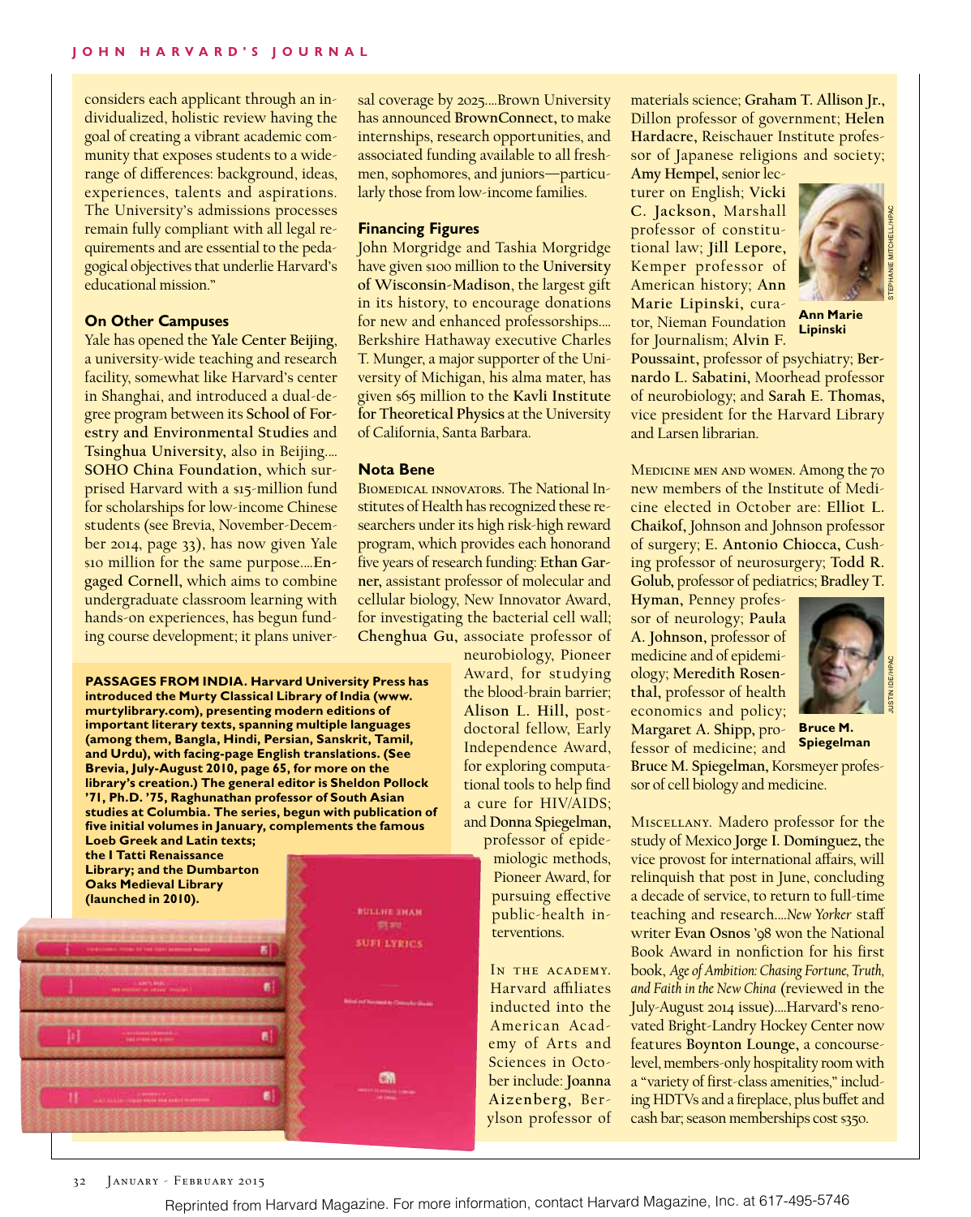considers each applicant through an individualized, holistic review having the goal of creating a vibrant academic community that exposes students to a wide-range of differences: background, ideas, experiences, talents and aspirations. The University's admissions processes remain fully compliant with all legal requirements and are essential to the pedagogical objectives that underlie Harvard's educational mission."

### On Other Campuses

Yale has opened the **Yale Center Beijing**, a university-wide teaching and research facility, somewhat like Harvard's center in Shanghai, and introduced a dual-degree program between its **School of Forestry and Environmental Studies** and **Tsinghua University**, also in Beijing.... **SOHO China Foundation**, which surprised Harvard with a $15-million fund for scholarships for low-income Chinese students (see Brevia, November-December 2014, page 33), has now given Yale $10 million for the same purpose....**Engaged Cornell**, which aims to combine undergraduate classroom learning with hands-on experiences, has begun funding course development; it plans universal coverage by 2025....Brown University has announced **BrownConnect**, to make internships, research opportunities, and associated funding available to all freshmen, sophomores, and juniors—particularly those from low-income families.

### Financing Figures

John Morgridge and Tashia Morgridge have given $100 million to the **University of Wisconsin-Madison**, the largest gift in its history, to encourage donations for new and enhanced professorships.... Berkshire Hathaway executive Charles T. Munger, a major supporter of the University of Michigan, his alma mater, has given $65 million to the **Kavli Institute for Theoretical Physics** at the University of California, Santa Barbara.

### Nota Bene

Biomedical innovators. The National Institutes of Health has recognized these researchers under its high risk-high reward program, which provides each honorand five years of research funding: **Ethan Garner**, assistant professor of molecular and cellular biology, New Innovator Award, for investigating the bacterial cell wall; **Chenghua Gu**, associate professor of neurobiology, Pioneer Award, for studying the blood-brain barrier; **Alison L. Hill**, postdoctoral fellow, Early Independence Award, for exploring computational tools to help find a cure for HIV/AIDS; and **Donna Spiegelman**, professor of epidemiologic methods, Pioneer Award, for pursuing effective public-health interventions.

**PASSAGES FROM INDIA. Harvard University Press has introduced the Murty Classical Library of India (www.murtylibrary.com), presenting modern editions of important literary texts, spanning multiple languages (among them, Bangla, Hindi, Persian, Sanskrit, Tamil, and Urdu), with facing-page English translations. (See Brevia, July-August 2010, page 65, for more on the library's creation.) The general editor is Sheldon Pollock '71, Ph.D. '75, Raghunathan professor of South Asian studies at Columbia. The series, begun with publication of five initial volumes in January, complements the famous Loeb Greek and Latin texts; the I Tatti Renaissance Library; and the Dumbarton Oaks Medieval Library (launched in 2010).**

In the academy. Harvard affiliates inducted into the American Academy of Arts and Sciences in October include: **Joanna Aizenberg**, Berylson professor of materials science; **Graham T. Allison Jr.**, Dillon professor of government; **Helen Hardacre**, Reischauer Institute professor of Japanese religions and society; **Amy Hempel**, senior lecturer on English; **Vicki C. Jackson**, Marshall professor of constitutional law; **Jill Lepore**, Kemper professor of American history; **Ann Marie Lipinski**, curator, Nieman Foundation for Journalism; **Alvin F. Poussaint**, professor of psychiatry; **Bernardo L. Sabatini**, Moorhead professor of neurobiology; and **Sarah E. Thomas**, vice president for the Harvard Library and Larsen librarian.

**Ann Marie Lipinski**

Medicine men and women. Among the 70 new members of the Institute of Medicine elected in October are: **Elliot L. Chaikof**, Johnson and Johnson professor of surgery; **E. Antonio Chiocca**, Cushing professor of neurosurgery; **Todd R. Golub**, professor of pediatrics; **Bradley T. Hyman**, Penney professor of neurology; **Paula A. Johnson**, professor of medicine and of epidemiology; **Meredith Rosenthal**, professor of health economics and policy; **Margaret A. Shipp**, professor of medicine; and **Bruce M. Spiegelman**, Korsmeyer professor of cell biology and medicine.

**Bruce M. Spiegelman**

Miscellany. Madero professor for the study of Mexico **Jorge I. Domínguez**, the vice provost for international affairs, will relinquish that post in June, concluding a decade of service, to return to full-time teaching and research....*New Yorker* staff writer **Evan Osnos** '98 won the National Book Award in nonfiction for his first book, *Age of Ambition: Chasing Fortune, Truth, and Faith in the New China* (reviewed in the July-August 2014 issue)....Harvard's renovated Bright-Landry Hockey Center now features **Boynton Lounge**, a concourse-level, members-only hospitality room with a "variety of first-class amenities," including HDTVs and a fireplace, plus buffet and cash bar; season memberships cost $350.